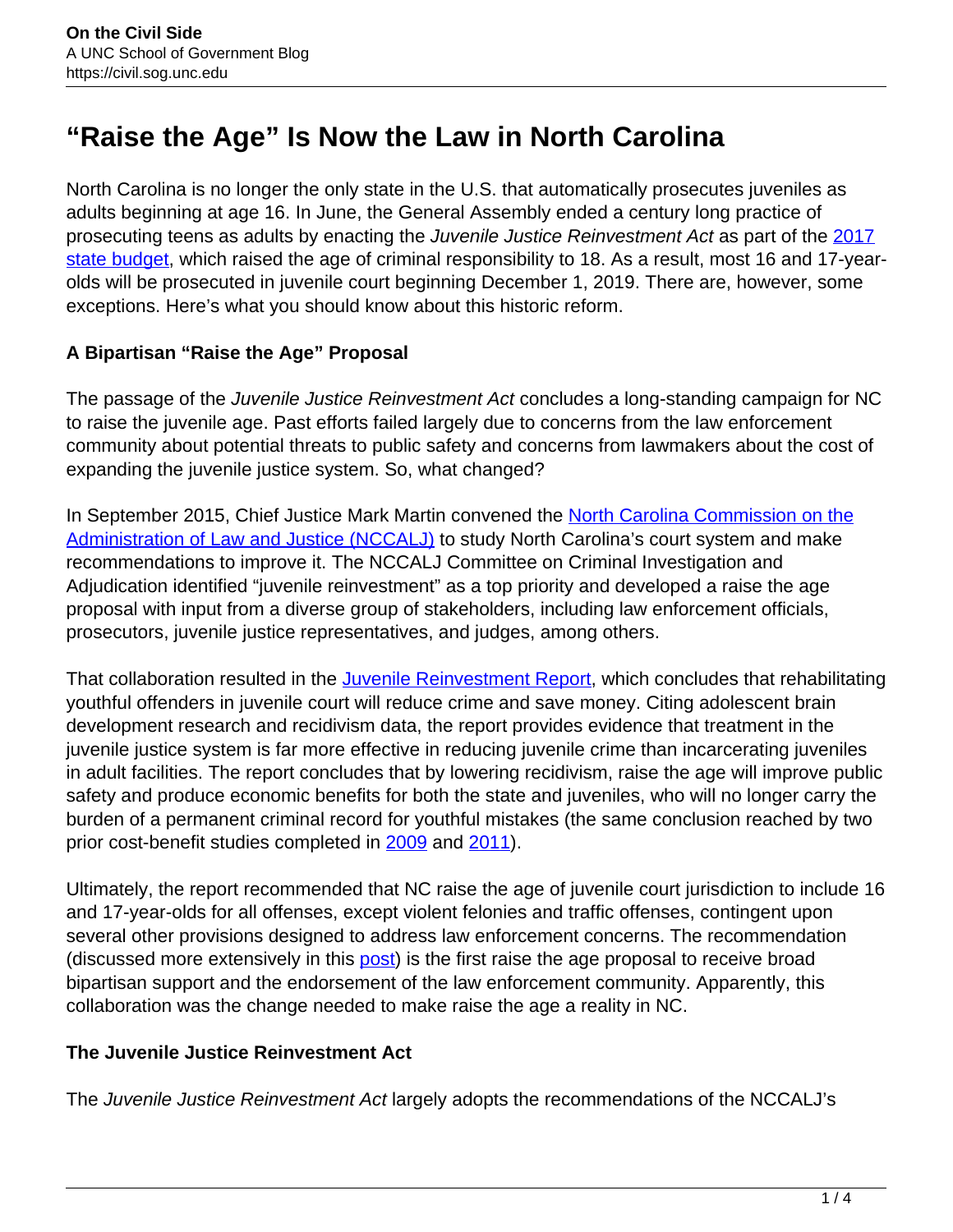# "Raise the Age" Is Now the Law in North Carolina

North Carolina is no longer the only state in the U.S. that automatically prosecutes juveniles as adults beginning at age 16. In June, the General Assembly ended a century long practice of prosecuting teens as adults by enacting the *Juvenile Justice Reinvestment Act* as part of the [2017 state budget](), which raised the age of criminal responsibility to 18. As a result, most 16 and 17-year-olds will be prosecuted in juvenile court beginning December 1, 2019. There are, however, some exceptions. Here's what you should know about this historic reform.

**A Bipartisan "Raise the Age" Proposal**

The passage of the *Juvenile Justice Reinvestment Act* concludes a long-standing campaign for NC to raise the juvenile age. Past efforts failed largely due to concerns from the law enforcement community about potential threats to public safety and concerns from lawmakers about the cost of expanding the juvenile justice system. So, what changed?

In September 2015, Chief Justice Mark Martin convened the [North Carolina Commission on the Administration of Law and Justice (NCCALJ)]() to study North Carolina's court system and make recommendations to improve it. The NCCALJ Committee on Criminal Investigation and Adjudication identified "juvenile reinvestment" as a top priority and developed a raise the age proposal with input from a diverse group of stakeholders, including law enforcement officials, prosecutors, juvenile justice representatives, and judges, among others.

That collaboration resulted in the [Juvenile Reinvestment Report](), which concludes that rehabilitating youthful offenders in juvenile court will reduce crime and save money. Citing adolescent brain development research and recidivism data, the report provides evidence that treatment in the juvenile justice system is far more effective in reducing juvenile crime than incarcerating juveniles in adult facilities. The report concludes that by lowering recidivism, raise the age will improve public safety and produce economic benefits for both the state and juveniles, who will no longer carry the burden of a permanent criminal record for youthful mistakes (the same conclusion reached by two prior cost-benefit studies completed in [2009]() and [2011]()).

Ultimately, the report recommended that NC raise the age of juvenile court jurisdiction to include 16 and 17-year-olds for all offenses, except violent felonies and traffic offenses, contingent upon several other provisions designed to address law enforcement concerns. The recommendation (discussed more extensively in this [post]()) is the first raise the age proposal to receive broad bipartisan support and the endorsement of the law enforcement community. Apparently, this collaboration was the change needed to make raise the age a reality in NC.

**The Juvenile Justice Reinvestment Act**

The *Juvenile Justice Reinvestment Act* largely adopts the recommendations of the NCCALJ's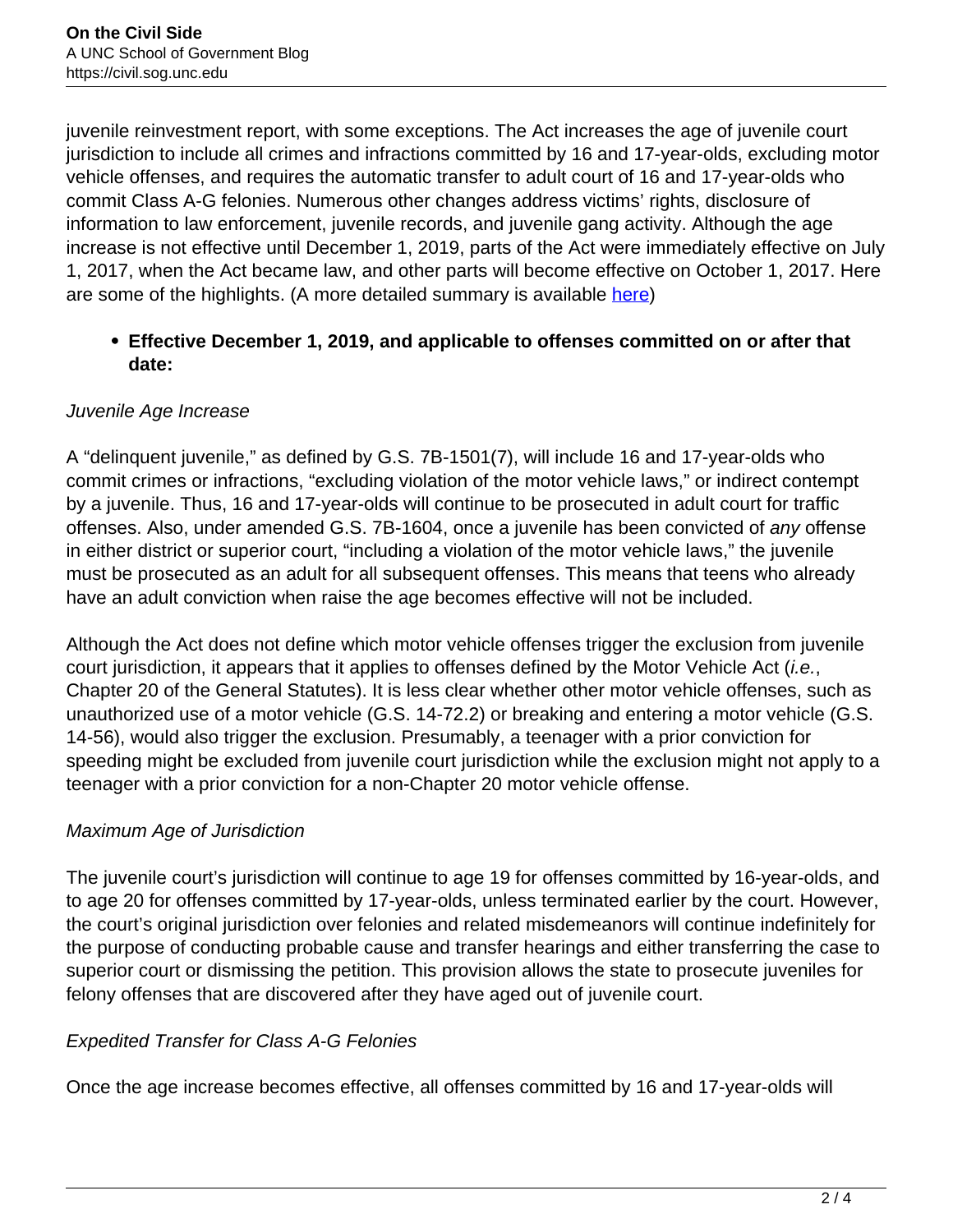juvenile reinvestment report, with some exceptions. The Act increases the age of juvenile court jurisdiction to include all crimes and infractions committed by 16 and 17-year-olds, excluding motor vehicle offenses, and requires the automatic transfer to adult court of 16 and 17-year-olds who commit Class A-G felonies. Numerous other changes address victims' rights, disclosure of information to law enforcement, juvenile records, and juvenile gang activity. Although the age increase is not effective until December 1, 2019, parts of the Act were immediately effective on July 1, 2017, when the Act became law, and other parts will become effective on October 1, 2017. Here are some of the highlights. (A more detailed summary is available [here](here))

- **Effective December 1, 2019, and applicable to offenses committed on or after that date:**

*Juvenile Age Increase*

A "delinquent juvenile," as defined by G.S. 7B-1501(7), will include 16 and 17-year-olds who commit crimes or infractions, "excluding violation of the motor vehicle laws," or indirect contempt by a juvenile. Thus, 16 and 17-year-olds will continue to be prosecuted in adult court for traffic offenses. Also, under amended G.S. 7B-1604, once a juvenile has been convicted of *any* offense in either district or superior court, "including a violation of the motor vehicle laws," the juvenile must be prosecuted as an adult for all subsequent offenses. This means that teens who already have an adult conviction when raise the age becomes effective will not be included.

Although the Act does not define which motor vehicle offenses trigger the exclusion from juvenile court jurisdiction, it appears that it applies to offenses defined by the Motor Vehicle Act (*i.e.*, Chapter 20 of the General Statutes). It is less clear whether other motor vehicle offenses, such as unauthorized use of a motor vehicle (G.S. 14-72.2) or breaking and entering a motor vehicle (G.S. 14-56), would also trigger the exclusion. Presumably, a teenager with a prior conviction for speeding might be excluded from juvenile court jurisdiction while the exclusion might not apply to a teenager with a prior conviction for a non-Chapter 20 motor vehicle offense.

*Maximum Age of Jurisdiction*

The juvenile court's jurisdiction will continue to age 19 for offenses committed by 16-year-olds, and to age 20 for offenses committed by 17-year-olds, unless terminated earlier by the court. However, the court's original jurisdiction over felonies and related misdemeanors will continue indefinitely for the purpose of conducting probable cause and transfer hearings and either transferring the case to superior court or dismissing the petition. This provision allows the state to prosecute juveniles for felony offenses that are discovered after they have aged out of juvenile court.

*Expedited Transfer for Class A-G Felonies*

Once the age increase becomes effective, all offenses committed by 16 and 17-year-olds will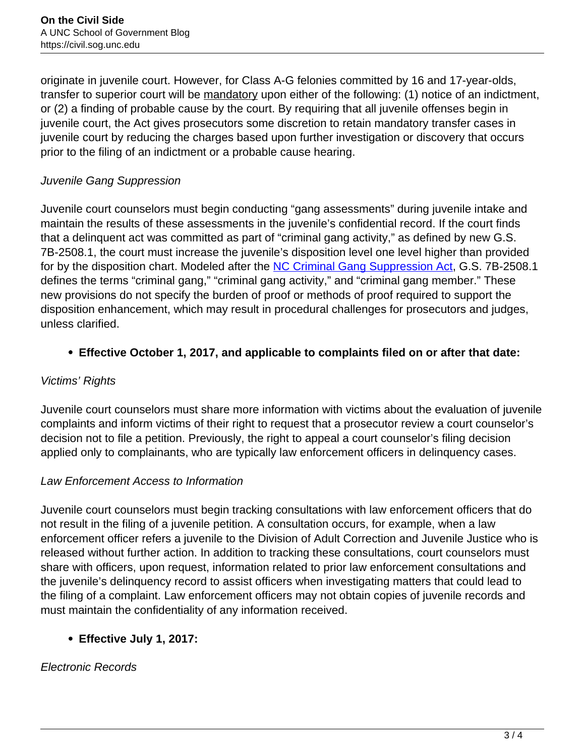originate in juvenile court. However, for Class A-G felonies committed by 16 and 17-year-olds, transfer to superior court will be mandatory upon either of the following: (1) notice of an indictment, or (2) a finding of probable cause by the court. By requiring that all juvenile offenses begin in juvenile court, the Act gives prosecutors some discretion to retain mandatory transfer cases in juvenile court by reducing the charges based upon further investigation or discovery that occurs prior to the filing of an indictment or a probable cause hearing.

*Juvenile Gang Suppression*

Juvenile court counselors must begin conducting "gang assessments" during juvenile intake and maintain the results of these assessments in the juvenile's confidential record. If the court finds that a delinquent act was committed as part of "criminal gang activity," as defined by new G.S. 7B-2508.1, the court must increase the juvenile's disposition level one level higher than provided for by the disposition chart. Modeled after the NC Criminal Gang Suppression Act, G.S. 7B-2508.1 defines the terms "criminal gang," "criminal gang activity," and "criminal gang member." These new provisions do not specify the burden of proof or methods of proof required to support the disposition enhancement, which may result in procedural challenges for prosecutors and judges, unless clarified.

- **Effective October 1, 2017, and applicable to complaints filed on or after that date:**

*Victims' Rights*

Juvenile court counselors must share more information with victims about the evaluation of juvenile complaints and inform victims of their right to request that a prosecutor review a court counselor's decision not to file a petition. Previously, the right to appeal a court counselor's filing decision applied only to complainants, who are typically law enforcement officers in delinquency cases.

*Law Enforcement Access to Information*

Juvenile court counselors must begin tracking consultations with law enforcement officers that do not result in the filing of a juvenile petition. A consultation occurs, for example, when a law enforcement officer refers a juvenile to the Division of Adult Correction and Juvenile Justice who is released without further action. In addition to tracking these consultations, court counselors must share with officers, upon request, information related to prior law enforcement consultations and the juvenile's delinquency record to assist officers when investigating matters that could lead to the filing of a complaint. Law enforcement officers may not obtain copies of juvenile records and must maintain the confidentiality of any information received.

- **Effective July 1, 2017:**

*Electronic Records*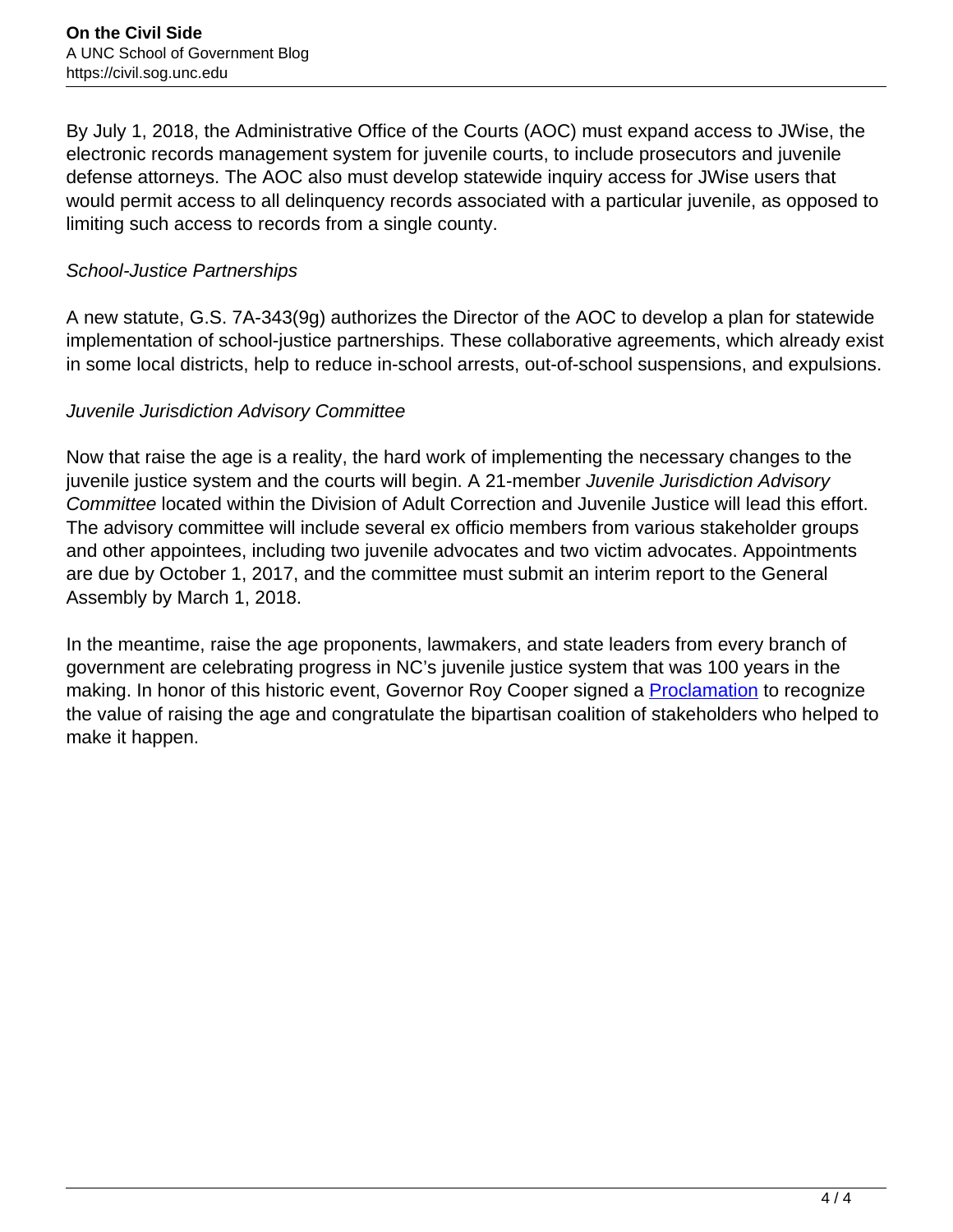By July 1, 2018, the Administrative Office of the Courts (AOC) must expand access to JWise, the electronic records management system for juvenile courts, to include prosecutors and juvenile defense attorneys. The AOC also must develop statewide inquiry access for JWise users that would permit access to all delinquency records associated with a particular juvenile, as opposed to limiting such access to records from a single county.

*School-Justice Partnerships*

A new statute, G.S. 7A-343(9g) authorizes the Director of the AOC to develop a plan for statewide implementation of school-justice partnerships. These collaborative agreements, which already exist in some local districts, help to reduce in-school arrests, out-of-school suspensions, and expulsions.

*Juvenile Jurisdiction Advisory Committee*

Now that raise the age is a reality, the hard work of implementing the necessary changes to the juvenile justice system and the courts will begin. A 21-member *Juvenile Jurisdiction Advisory Committee* located within the Division of Adult Correction and Juvenile Justice will lead this effort. The advisory committee will include several ex officio members from various stakeholder groups and other appointees, including two juvenile advocates and two victim advocates. Appointments are due by October 1, 2017, and the committee must submit an interim report to the General Assembly by March 1, 2018.

In the meantime, raise the age proponents, lawmakers, and state leaders from every branch of government are celebrating progress in NC's juvenile justice system that was 100 years in the making. In honor of this historic event, Governor Roy Cooper signed a Proclamation to recognize the value of raising the age and congratulate the bipartisan coalition of stakeholders who helped to make it happen.